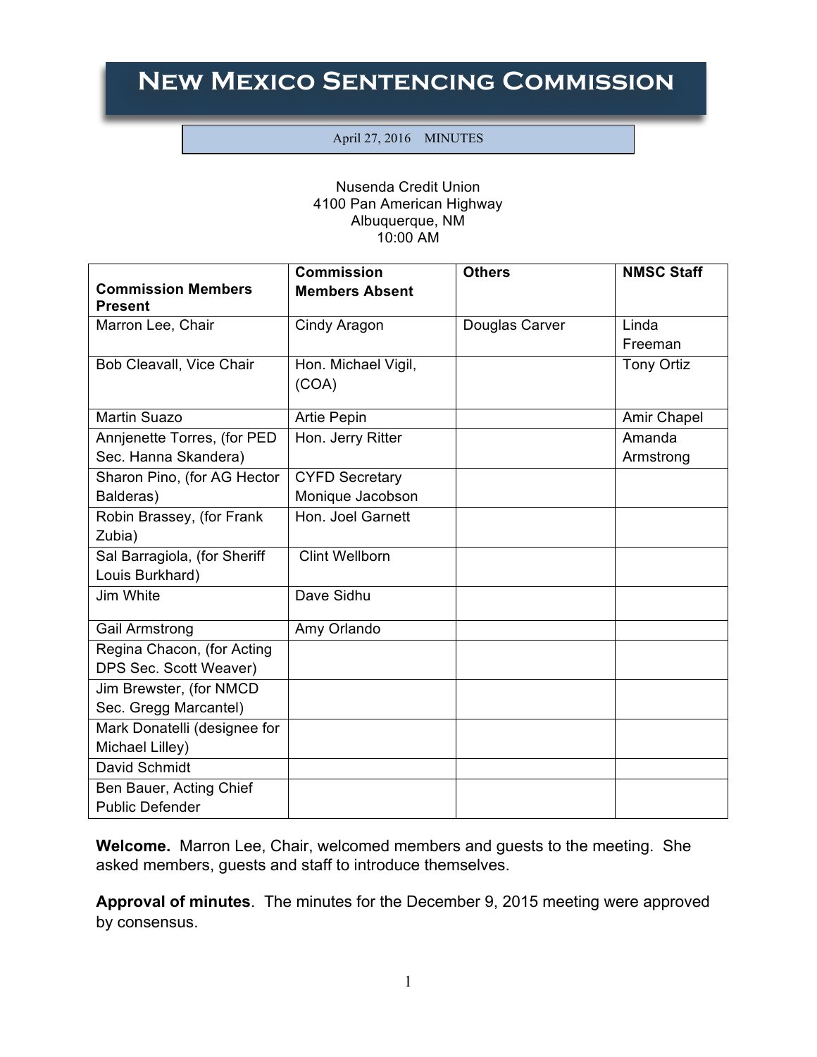# New Mexico Sentencing Commission

April 27, 2016 MINUTES

Nusenda Credit Union
4100 Pan American Highway
Albuquerque, NM
10:00 AM

| Commission Members Present | Commission Members Absent | Others | NMSC Staff |
|---|---|---|---|
| Marron Lee, Chair | Cindy Aragon | Douglas Carver | Linda Freeman |
| Bob Cleavall, Vice Chair | Hon. Michael Vigil, (COA) | | Tony Ortiz |
| Martin Suazo | Artie Pepin | | Amir Chapel |
| Annjenette Torres, (for PED Sec. Hanna Skandera) | Hon. Jerry Ritter | | Amanda Armstrong |
| Sharon Pino, (for AG Hector Balderas) | CYFD Secretary Monique Jacobson | | |
| Robin Brassey, (for Frank Zubia) | Hon. Joel Garnett | | |
| Sal Barragiola, (for Sheriff Louis Burkhard) | Clint Wellborn | | |
| Jim White | Dave Sidhu | | |
| Gail Armstrong | Amy Orlando | | |
| Regina Chacon, (for Acting DPS Sec. Scott Weaver) | | | |
| Jim Brewster, (for NMCD Sec. Gregg Marcantel) | | | |
| Mark Donatelli (designee for Michael Lilley) | | | |
| David Schmidt | | | |
| Ben Bauer, Acting Chief Public Defender | | | |

**Welcome.** Marron Lee, Chair, welcomed members and guests to the meeting. She asked members, guests and staff to introduce themselves.

**Approval of minutes**. The minutes for the December 9, 2015 meeting were approved by consensus.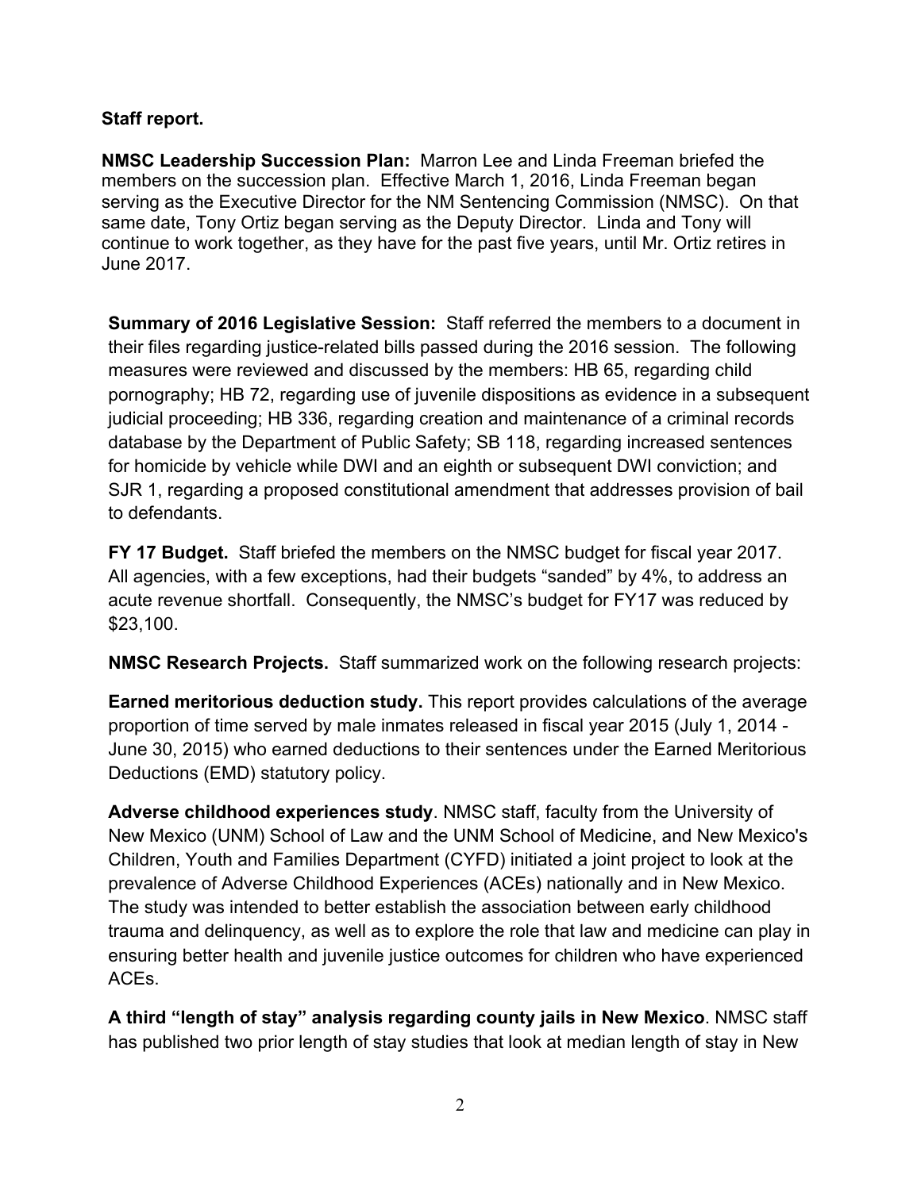**Staff report.**

**NMSC Leadership Succession Plan:** Marron Lee and Linda Freeman briefed the members on the succession plan. Effective March 1, 2016, Linda Freeman began serving as the Executive Director for the NM Sentencing Commission (NMSC). On that same date, Tony Ortiz began serving as the Deputy Director. Linda and Tony will continue to work together, as they have for the past five years, until Mr. Ortiz retires in June 2017.

**Summary of 2016 Legislative Session:** Staff referred the members to a document in their files regarding justice-related bills passed during the 2016 session. The following measures were reviewed and discussed by the members: HB 65, regarding child pornography; HB 72, regarding use of juvenile dispositions as evidence in a subsequent judicial proceeding; HB 336, regarding creation and maintenance of a criminal records database by the Department of Public Safety; SB 118, regarding increased sentences for homicide by vehicle while DWI and an eighth or subsequent DWI conviction; and SJR 1, regarding a proposed constitutional amendment that addresses provision of bail to defendants.

**FY 17 Budget.** Staff briefed the members on the NMSC budget for fiscal year 2017. All agencies, with a few exceptions, had their budgets "sanded" by 4%, to address an acute revenue shortfall. Consequently, the NMSC's budget for FY17 was reduced by $23,100.

**NMSC Research Projects.** Staff summarized work on the following research projects:

**Earned meritorious deduction study.** This report provides calculations of the average proportion of time served by male inmates released in fiscal year 2015 (July 1, 2014 - June 30, 2015) who earned deductions to their sentences under the Earned Meritorious Deductions (EMD) statutory policy.

**Adverse childhood experiences study**. NMSC staff, faculty from the University of New Mexico (UNM) School of Law and the UNM School of Medicine, and New Mexico's Children, Youth and Families Department (CYFD) initiated a joint project to look at the prevalence of Adverse Childhood Experiences (ACEs) nationally and in New Mexico. The study was intended to better establish the association between early childhood trauma and delinquency, as well as to explore the role that law and medicine can play in ensuring better health and juvenile justice outcomes for children who have experienced ACEs.

**A third "length of stay" analysis regarding county jails in New Mexico**. NMSC staff has published two prior length of stay studies that look at median length of stay in New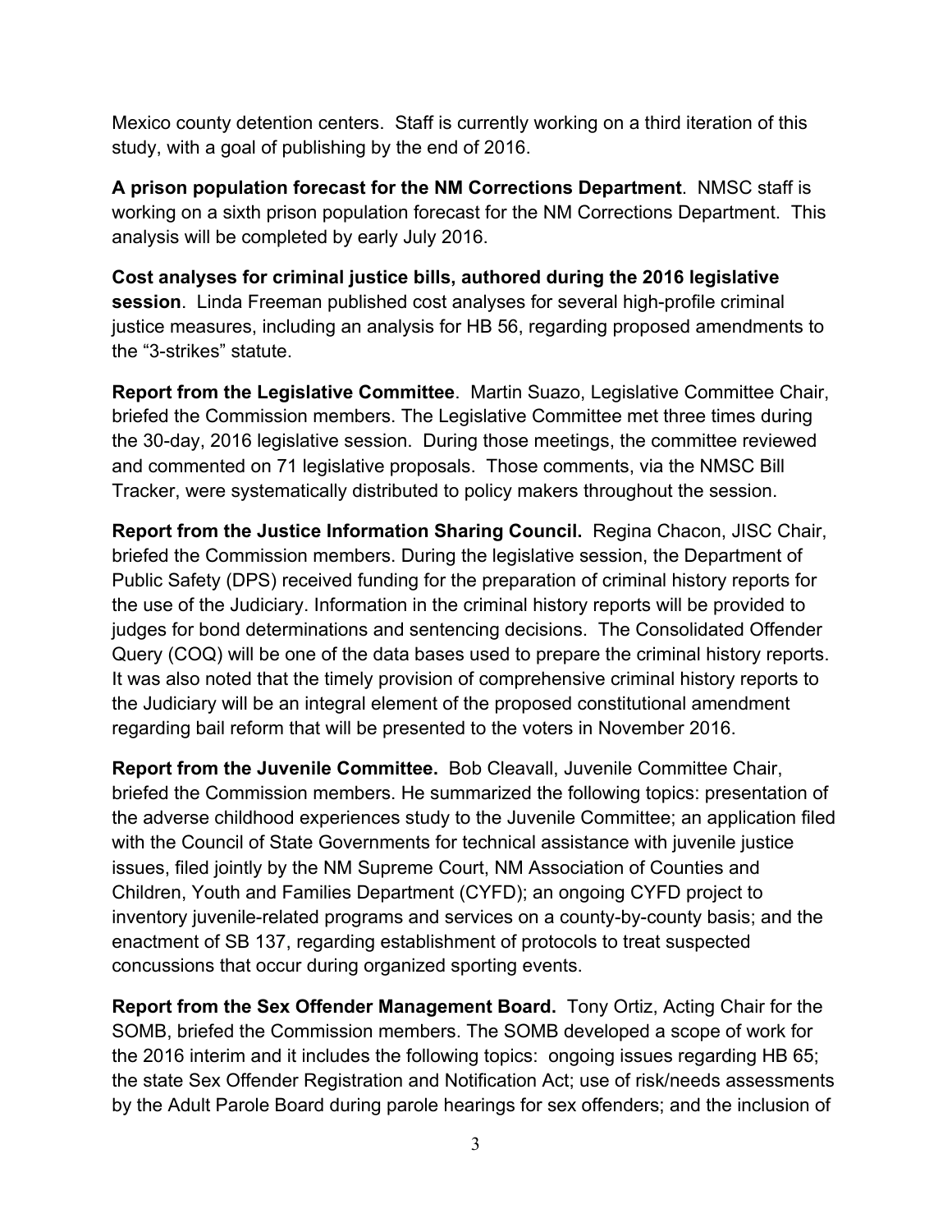Mexico county detention centers. Staff is currently working on a third iteration of this study, with a goal of publishing by the end of 2016.

**A prison population forecast for the NM Corrections Department**. NMSC staff is working on a sixth prison population forecast for the NM Corrections Department. This analysis will be completed by early July 2016.

**Cost analyses for criminal justice bills, authored during the 2016 legislative session**. Linda Freeman published cost analyses for several high-profile criminal justice measures, including an analysis for HB 56, regarding proposed amendments to the "3-strikes" statute.

**Report from the Legislative Committee**. Martin Suazo, Legislative Committee Chair, briefed the Commission members. The Legislative Committee met three times during the 30-day, 2016 legislative session. During those meetings, the committee reviewed and commented on 71 legislative proposals. Those comments, via the NMSC Bill Tracker, were systematically distributed to policy makers throughout the session.

**Report from the Justice Information Sharing Council.** Regina Chacon, JISC Chair, briefed the Commission members. During the legislative session, the Department of Public Safety (DPS) received funding for the preparation of criminal history reports for the use of the Judiciary. Information in the criminal history reports will be provided to judges for bond determinations and sentencing decisions. The Consolidated Offender Query (COQ) will be one of the data bases used to prepare the criminal history reports. It was also noted that the timely provision of comprehensive criminal history reports to the Judiciary will be an integral element of the proposed constitutional amendment regarding bail reform that will be presented to the voters in November 2016.

**Report from the Juvenile Committee.** Bob Cleavall, Juvenile Committee Chair, briefed the Commission members. He summarized the following topics: presentation of the adverse childhood experiences study to the Juvenile Committee; an application filed with the Council of State Governments for technical assistance with juvenile justice issues, filed jointly by the NM Supreme Court, NM Association of Counties and Children, Youth and Families Department (CYFD); an ongoing CYFD project to inventory juvenile-related programs and services on a county-by-county basis; and the enactment of SB 137, regarding establishment of protocols to treat suspected concussions that occur during organized sporting events.

**Report from the Sex Offender Management Board.** Tony Ortiz, Acting Chair for the SOMB, briefed the Commission members. The SOMB developed a scope of work for the 2016 interim and it includes the following topics: ongoing issues regarding HB 65; the state Sex Offender Registration and Notification Act; use of risk/needs assessments by the Adult Parole Board during parole hearings for sex offenders; and the inclusion of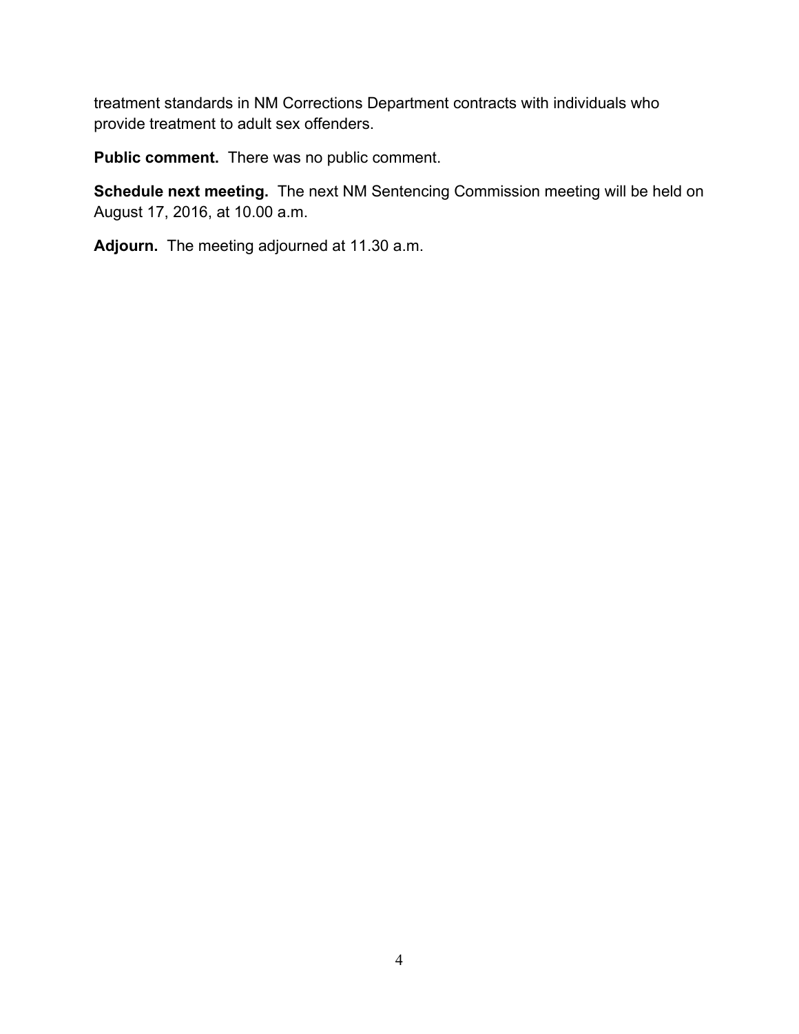treatment standards in NM Corrections Department contracts with individuals who provide treatment to adult sex offenders.

**Public comment.** There was no public comment.

**Schedule next meeting.** The next NM Sentencing Commission meeting will be held on August 17, 2016, at 10.00 a.m.

**Adjourn.** The meeting adjourned at 11.30 a.m.